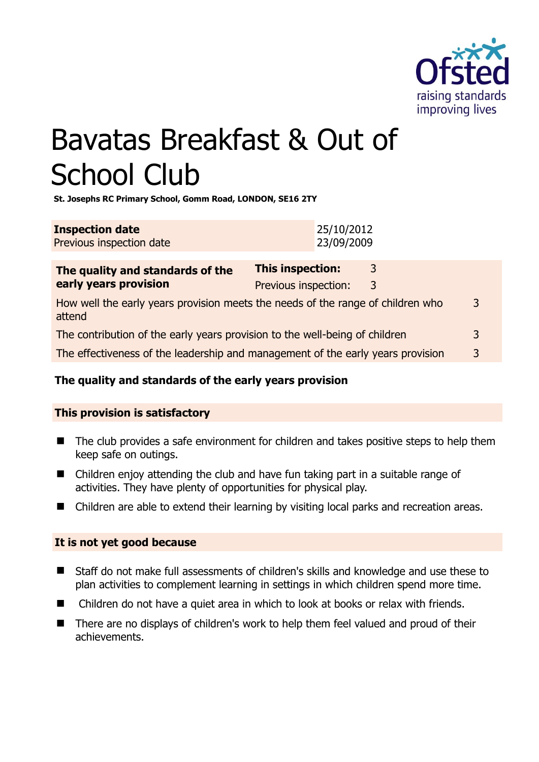# Bavatas Breakfast & Out of School Club

**St. Josephs RC Primary School, Gomm Road, LONDON, SE16 2TY**

| **Inspection date** | 25/10/2012 |
| --- | --- |
| Previous inspection date | 23/09/2009 |

| **The quality and standards of the early years provision** | **This inspection:** | 3 |
| --- | --- | --- |
| | Previous inspection: | 3 |
| How well the early years provision meets the needs of the range of children who attend | | 3 |
| The contribution of the early years provision to the well-being of children | | 3 |
| The effectiveness of the leadership and management of the early years provision | | 3 |

## The quality and standards of the early years provision

### This provision is satisfactory

- The club provides a safe environment for children and takes positive steps to help them keep safe on outings.
- Children enjoy attending the club and have fun taking part in a suitable range of activities. They have plenty of opportunities for physical play.
- Children are able to extend their learning by visiting local parks and recreation areas.

### It is not yet good because

- Staff do not make full assessments of children's skills and knowledge and use these to plan activities to complement learning in settings in which children spend more time.
- Children do not have a quiet area in which to look at books or relax with friends.
- There are no displays of children's work to help them feel valued and proud of their achievements.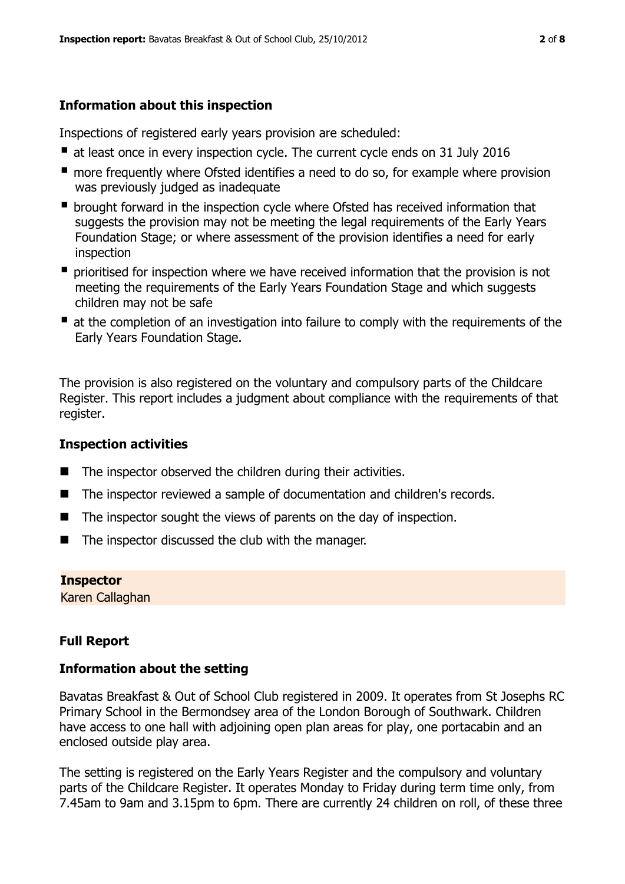### Information about this inspection

Inspections of registered early years provision are scheduled:

- at least once in every inspection cycle. The current cycle ends on 31 July 2016
- more frequently where Ofsted identifies a need to do so, for example where provision was previously judged as inadequate
- brought forward in the inspection cycle where Ofsted has received information that suggests the provision may not be meeting the legal requirements of the Early Years Foundation Stage; or where assessment of the provision identifies a need for early inspection
- prioritised for inspection where we have received information that the provision is not meeting the requirements of the Early Years Foundation Stage and which suggests children may not be safe
- at the completion of an investigation into failure to comply with the requirements of the Early Years Foundation Stage.

The provision is also registered on the voluntary and compulsory parts of the Childcare Register. This report includes a judgment about compliance with the requirements of that register.

### Inspection activities

- The inspector observed the children during their activities.
- The inspector reviewed a sample of documentation and children's records.
- The inspector sought the views of parents on the day of inspection.
- The inspector discussed the club with the manager.

**Inspector**
Karen Callaghan

### Full Report

### Information about the setting

Bavatas Breakfast & Out of School Club registered in 2009. It operates from St Josephs RC Primary School in the Bermondsey area of the London Borough of Southwark. Children have access to one hall with adjoining open plan areas for play, one portacabin and an enclosed outside play area.

The setting is registered on the Early Years Register and the compulsory and voluntary parts of the Childcare Register. It operates Monday to Friday during term time only, from 7.45am to 9am and 3.15pm to 6pm. There are currently 24 children on roll, of these three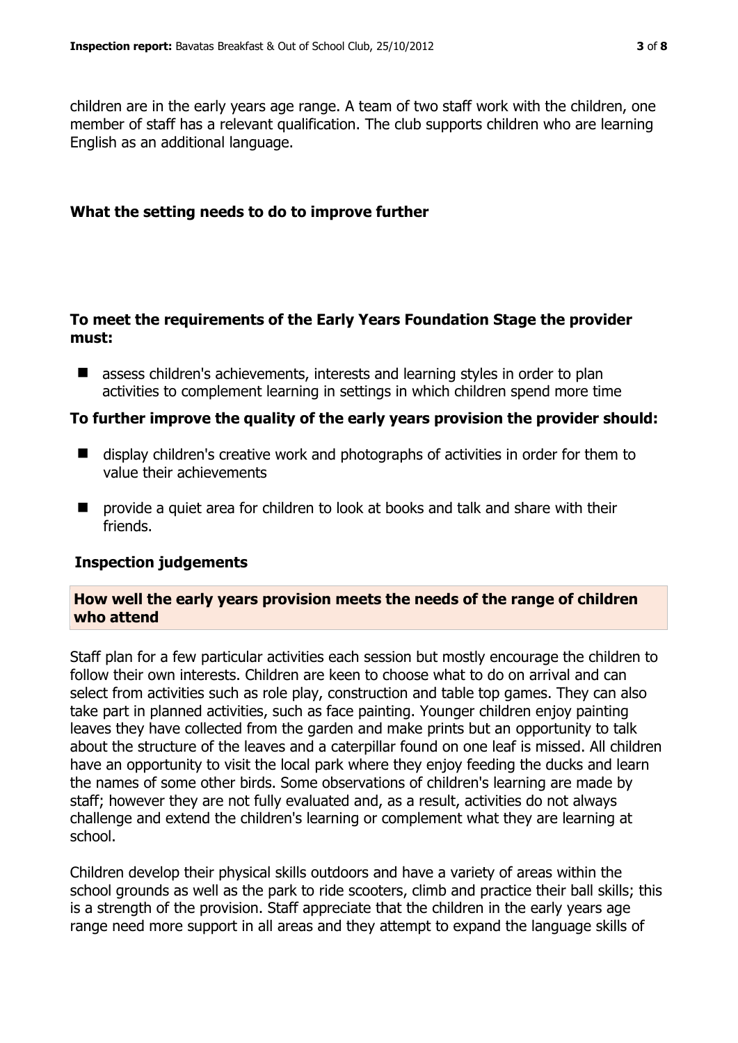children are in the early years age range. A team of two staff work with the children, one member of staff has a relevant qualification. The club supports children who are learning English as an additional language.

## What the setting needs to do to improve further

### To meet the requirements of the Early Years Foundation Stage the provider must:

- assess children's achievements, interests and learning styles in order to plan activities to complement learning in settings in which children spend more time

### To further improve the quality of the early years provision the provider should:

- display children's creative work and photographs of activities in order for them to value their achievements
- provide a quiet area for children to look at books and talk and share with their friends.

## Inspection judgements

### How well the early years provision meets the needs of the range of children who attend

Staff plan for a few particular activities each session but mostly encourage the children to follow their own interests. Children are keen to choose what to do on arrival and can select from activities such as role play, construction and table top games. They can also take part in planned activities, such as face painting. Younger children enjoy painting leaves they have collected from the garden and make prints but an opportunity to talk about the structure of the leaves and a caterpillar found on one leaf is missed. All children have an opportunity to visit the local park where they enjoy feeding the ducks and learn the names of some other birds. Some observations of children's learning are made by staff; however they are not fully evaluated and, as a result, activities do not always challenge and extend the children's learning or complement what they are learning at school.

Children develop their physical skills outdoors and have a variety of areas within the school grounds as well as the park to ride scooters, climb and practice their ball skills; this is a strength of the provision. Staff appreciate that the children in the early years age range need more support in all areas and they attempt to expand the language skills of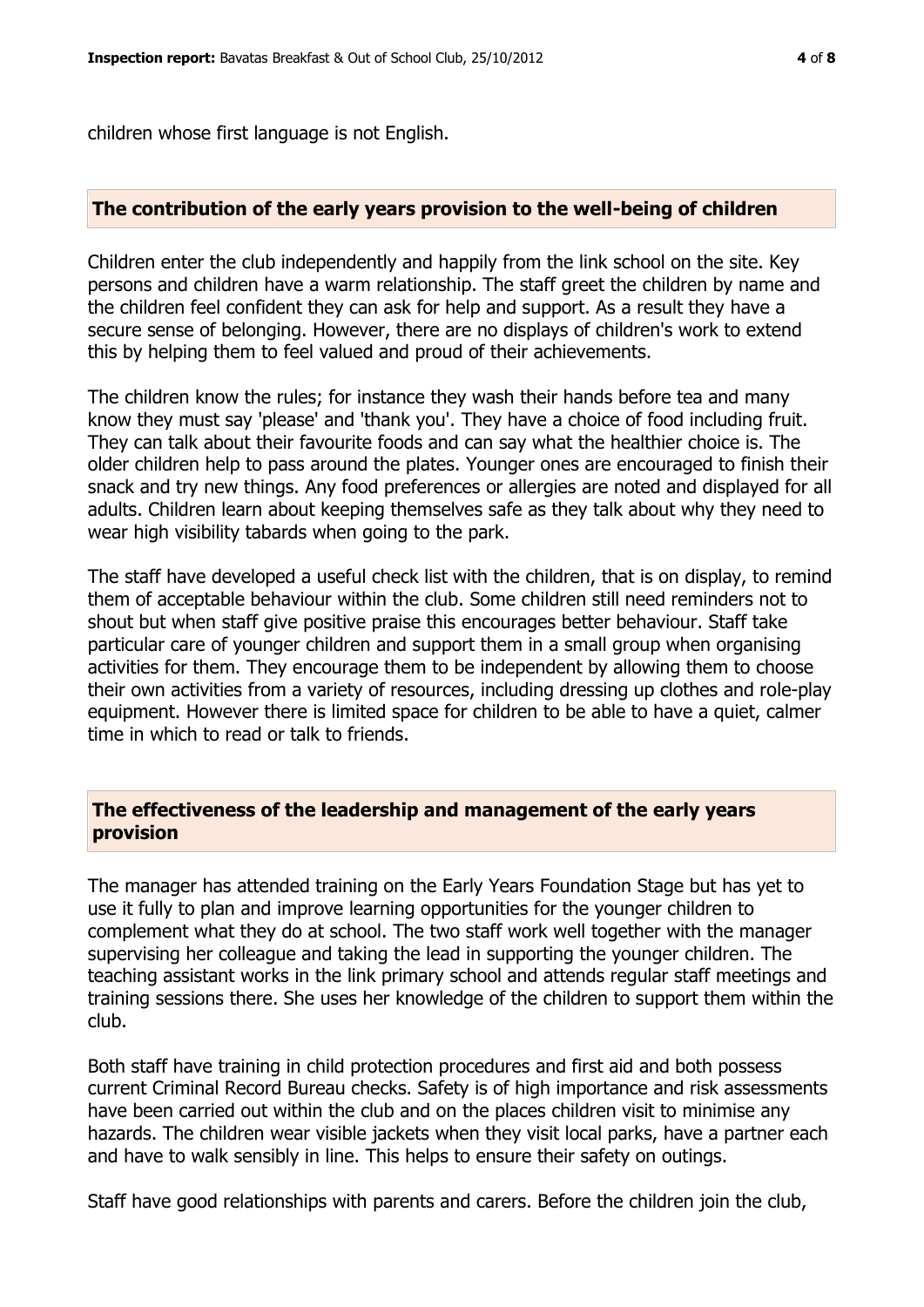children whose first language is not English.

## The contribution of the early years provision to the well-being of children

Children enter the club independently and happily from the link school on the site. Key persons and children have a warm relationship. The staff greet the children by name and the children feel confident they can ask for help and support. As a result they have a secure sense of belonging. However, there are no displays of children's work to extend this by helping them to feel valued and proud of their achievements.

The children know the rules; for instance they wash their hands before tea and many know they must say 'please' and 'thank you'. They have a choice of food including fruit. They can talk about their favourite foods and can say what the healthier choice is. The older children help to pass around the plates. Younger ones are encouraged to finish their snack and try new things. Any food preferences or allergies are noted and displayed for all adults. Children learn about keeping themselves safe as they talk about why they need to wear high visibility tabards when going to the park.

The staff have developed a useful check list with the children, that is on display, to remind them of acceptable behaviour within the club. Some children still need reminders not to shout but when staff give positive praise this encourages better behaviour. Staff take particular care of younger children and support them in a small group when organising activities for them. They encourage them to be independent by allowing them to choose their own activities from a variety of resources, including dressing up clothes and role-play equipment. However there is limited space for children to be able to have a quiet, calmer time in which to read or talk to friends.

## The effectiveness of the leadership and management of the early years provision

The manager has attended training on the Early Years Foundation Stage but has yet to use it fully to plan and improve learning opportunities for the younger children to complement what they do at school. The two staff work well together with the manager supervising her colleague and taking the lead in supporting the younger children. The teaching assistant works in the link primary school and attends regular staff meetings and training sessions there. She uses her knowledge of the children to support them within the club.

Both staff have training in child protection procedures and first aid and both possess current Criminal Record Bureau checks. Safety is of high importance and risk assessments have been carried out within the club and on the places children visit to minimise any hazards. The children wear visible jackets when they visit local parks, have a partner each and have to walk sensibly in line. This helps to ensure their safety on outings.

Staff have good relationships with parents and carers. Before the children join the club,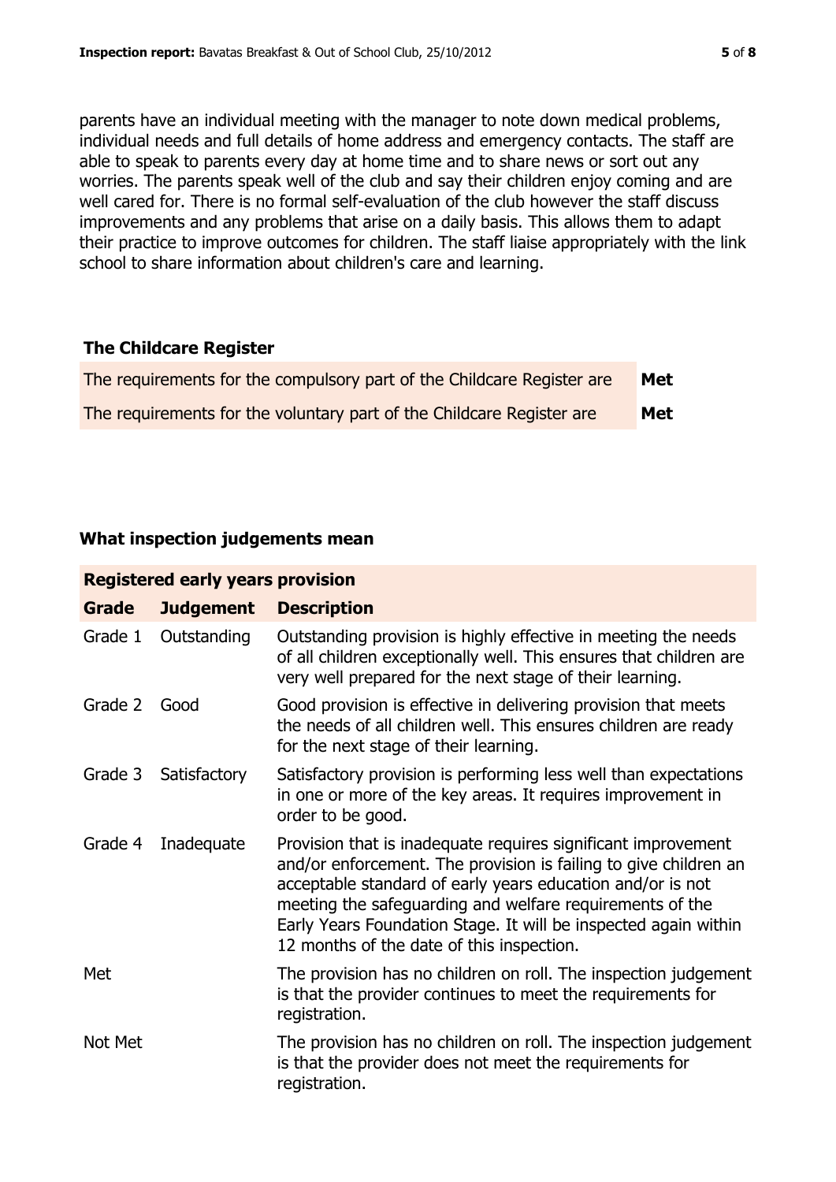parents have an individual meeting with the manager to note down medical problems, individual needs and full details of home address and emergency contacts. The staff are able to speak to parents every day at home time and to share news or sort out any worries. The parents speak well of the club and say their children enjoy coming and are well cared for. There is no formal self-evaluation of the club however the staff discuss improvements and any problems that arise on a daily basis. This allows them to adapt their practice to improve outcomes for children. The staff liaise appropriately with the link school to share information about children's care and learning.

## The Childcare Register

| | |
|---|---|
| The requirements for the compulsory part of the Childcare Register are | **Met** |
| The requirements for the voluntary part of the Childcare Register are | **Met** |

## What inspection judgements mean

| **Registered early years provision** | | |
|---|---|---|
| **Grade** | **Judgement** | **Description** |
| Grade 1 | Outstanding | Outstanding provision is highly effective in meeting the needs of all children exceptionally well. This ensures that children are very well prepared for the next stage of their learning. |
| Grade 2 | Good | Good provision is effective in delivering provision that meets the needs of all children well. This ensures children are ready for the next stage of their learning. |
| Grade 3 | Satisfactory | Satisfactory provision is performing less well than expectations in one or more of the key areas. It requires improvement in order to be good. |
| Grade 4 | Inadequate | Provision that is inadequate requires significant improvement and/or enforcement. The provision is failing to give children an acceptable standard of early years education and/or is not meeting the safeguarding and welfare requirements of the Early Years Foundation Stage. It will be inspected again within 12 months of the date of this inspection. |
| Met | | The provision has no children on roll. The inspection judgement is that the provider continues to meet the requirements for registration. |
| Not Met | | The provision has no children on roll. The inspection judgement is that the provider does not meet the requirements for registration. |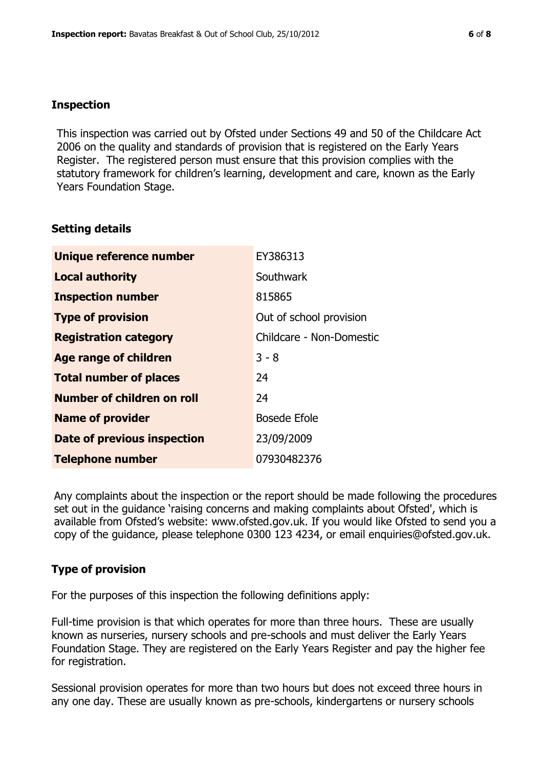## Inspection

This inspection was carried out by Ofsted under Sections 49 and 50 of the Childcare Act 2006 on the quality and standards of provision that is registered on the Early Years Register. The registered person must ensure that this provision complies with the statutory framework for children's learning, development and care, known as the Early Years Foundation Stage.

## Setting details

| | |
|---|---|
| **Unique reference number** | EY386313 |
| **Local authority** | Southwark |
| **Inspection number** | 815865 |
| **Type of provision** | Out of school provision |
| **Registration category** | Childcare - Non-Domestic |
| **Age range of children** | 3 - 8 |
| **Total number of places** | 24 |
| **Number of children on roll** | 24 |
| **Name of provider** | Bosede Efole |
| **Date of previous inspection** | 23/09/2009 |
| **Telephone number** | 07930482376 |

Any complaints about the inspection or the report should be made following the procedures set out in the guidance 'raising concerns and making complaints about Ofsted', which is available from Ofsted's website: www.ofsted.gov.uk. If you would like Ofsted to send you a copy of the guidance, please telephone 0300 123 4234, or email enquiries@ofsted.gov.uk.

## Type of provision

For the purposes of this inspection the following definitions apply:

Full-time provision is that which operates for more than three hours. These are usually known as nurseries, nursery schools and pre-schools and must deliver the Early Years Foundation Stage. They are registered on the Early Years Register and pay the higher fee for registration.

Sessional provision operates for more than two hours but does not exceed three hours in any one day. These are usually known as pre-schools, kindergartens or nursery schools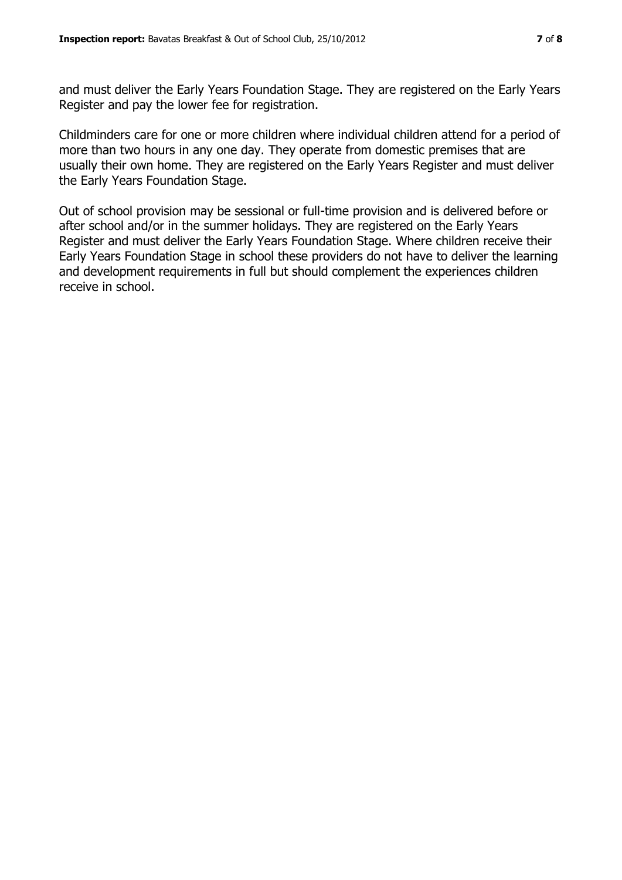and must deliver the Early Years Foundation Stage. They are registered on the Early Years Register and pay the lower fee for registration.

Childminders care for one or more children where individual children attend for a period of more than two hours in any one day. They operate from domestic premises that are usually their own home. They are registered on the Early Years Register and must deliver the Early Years Foundation Stage.

Out of school provision may be sessional or full-time provision and is delivered before or after school and/or in the summer holidays. They are registered on the Early Years Register and must deliver the Early Years Foundation Stage. Where children receive their Early Years Foundation Stage in school these providers do not have to deliver the learning and development requirements in full but should complement the experiences children receive in school.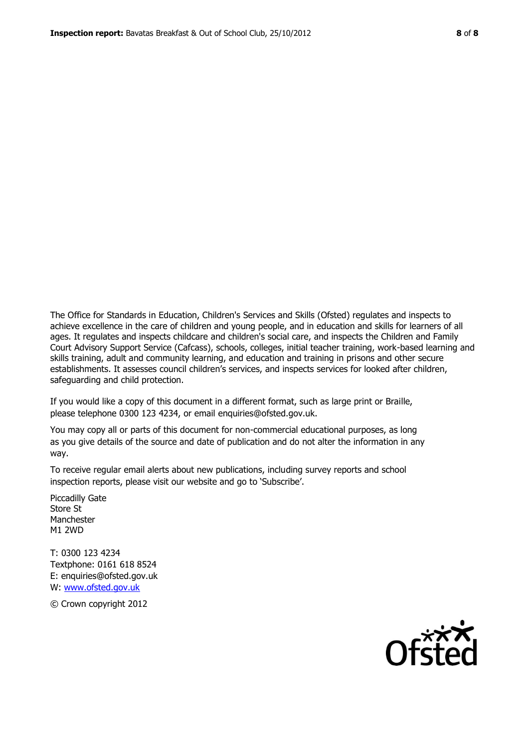The Office for Standards in Education, Children's Services and Skills (Ofsted) regulates and inspects to achieve excellence in the care of children and young people, and in education and skills for learners of all ages. It regulates and inspects childcare and children's social care, and inspects the Children and Family Court Advisory Support Service (Cafcass), schools, colleges, initial teacher training, work-based learning and skills training, adult and community learning, and education and training in prisons and other secure establishments. It assesses council children's services, and inspects services for looked after children, safeguarding and child protection.

If you would like a copy of this document in a different format, such as large print or Braille, please telephone 0300 123 4234, or email enquiries@ofsted.gov.uk.

You may copy all or parts of this document for non-commercial educational purposes, as long as you give details of the source and date of publication and do not alter the information in any way.

To receive regular email alerts about new publications, including survey reports and school inspection reports, please visit our website and go to 'Subscribe'.

Piccadilly Gate
Store St
Manchester
M1 2WD

T: 0300 123 4234
Textphone: 0161 618 8524
E: enquiries@ofsted.gov.uk
W: www.ofsted.gov.uk

© Crown copyright 2012